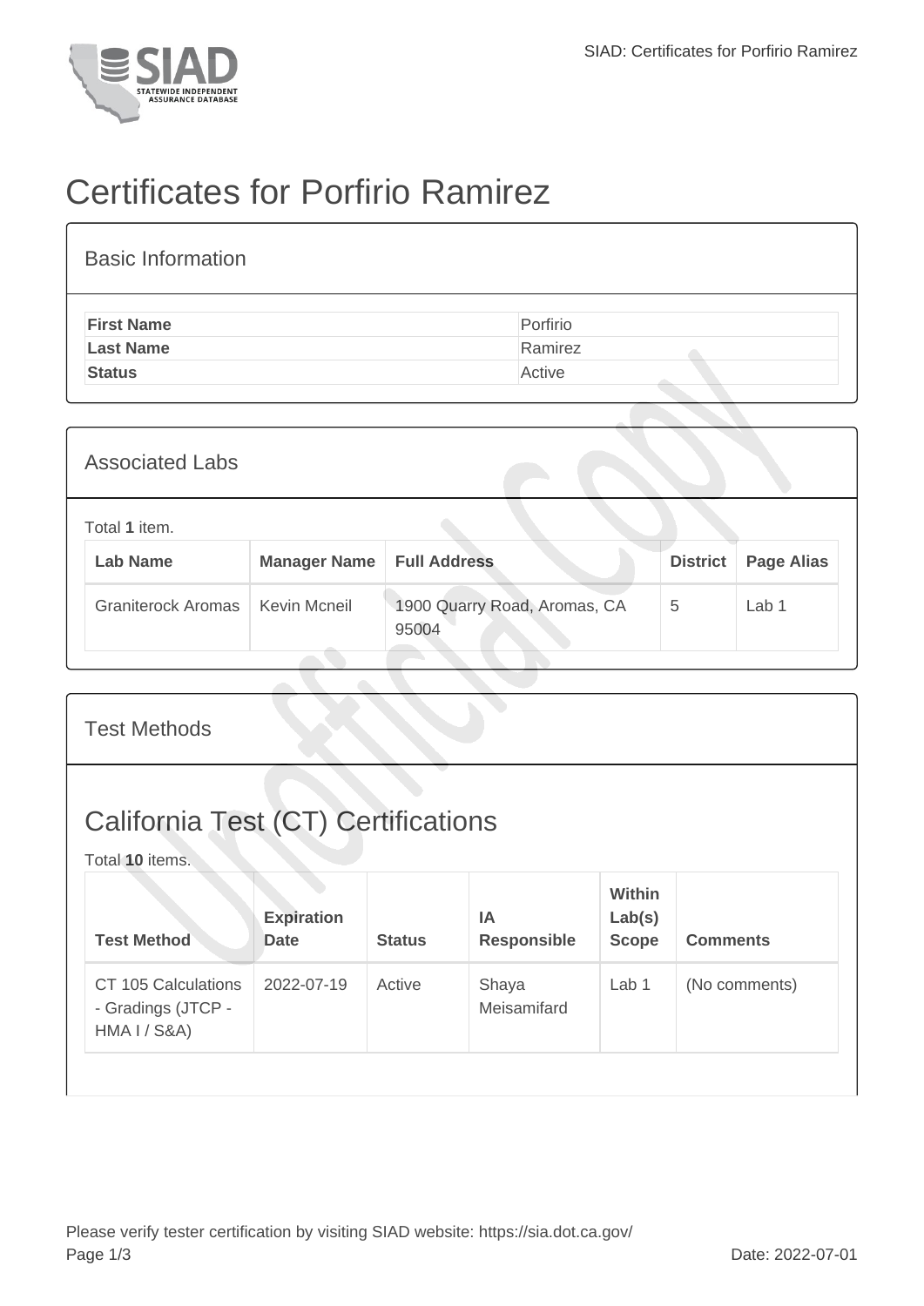# Certificates for Porfirio Ramirez

## Basic Information

| | |
|---|---|
| **First Name** | Porfirio |
| **Last Name** | Ramirez |
| **Status** | Active |

## Associated Labs

Total **1** item.

| Lab Name | Manager Name | Full Address | District | Page Alias |
|---|---|---|---|---|
| Graniterock Aromas | Kevin Mcneil | 1900 Quarry Road, Aromas, CA 95004 | 5 | Lab 1 |

## Test Methods

## California Test (CT) Certifications

Total **10** items.

| Test Method | Expiration Date | Status | IA Responsible | Within Lab(s) Scope | Comments |
|---|---|---|---|---|---|
| CT 105 Calculations - Gradings (JTCP - HMA I / S&A) | 2022-07-19 | Active | Shaya Meisamifard | Lab 1 | (No comments) |

Please verify tester certification by visiting SIAD website: https://sia.dot.ca.gov/

Date: 2022-07-01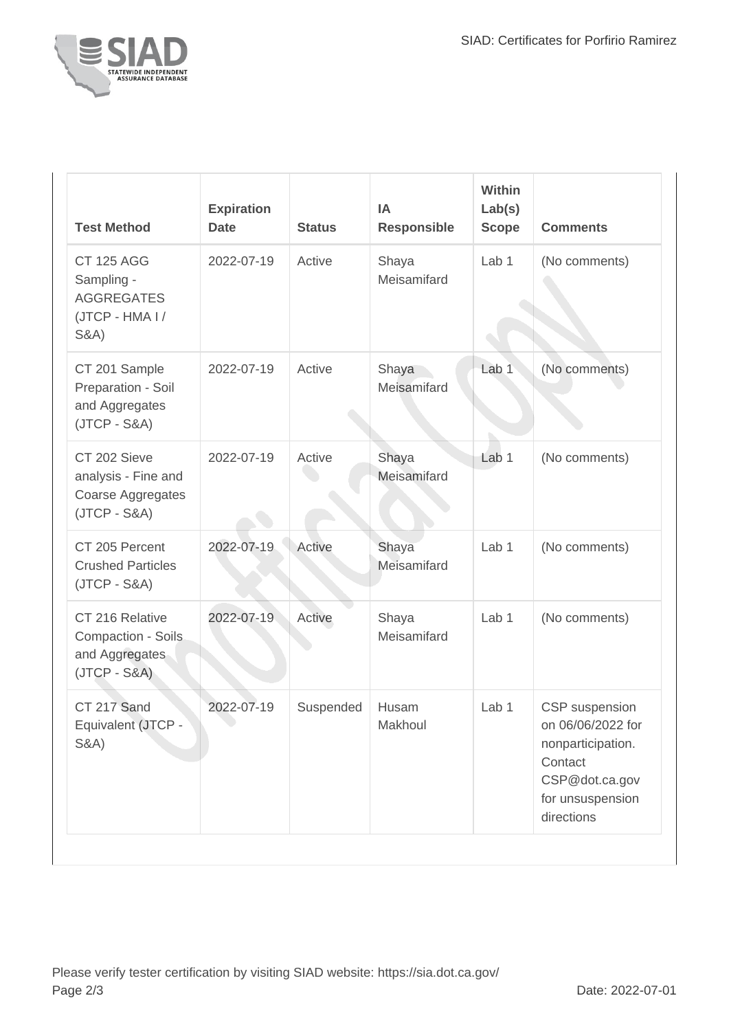| Test Method | Expiration Date | Status | IA Responsible | Within Lab(s) Scope | Comments |
|---|---|---|---|---|---|
| CT 125 AGG Sampling - AGGREGATES (JTCP - HMA I / S&A) | 2022-07-19 | Active | Shaya Meisamifard | Lab 1 | (No comments) |
| CT 201 Sample Preparation - Soil and Aggregates (JTCP - S&A) | 2022-07-19 | Active | Shaya Meisamifard | Lab 1 | (No comments) |
| CT 202 Sieve analysis - Fine and Coarse Aggregates (JTCP - S&A) | 2022-07-19 | Active | Shaya Meisamifard | Lab 1 | (No comments) |
| CT 205 Percent Crushed Particles (JTCP - S&A) | 2022-07-19 | Active | Shaya Meisamifard | Lab 1 | (No comments) |
| CT 216 Relative Compaction - Soils and Aggregates (JTCP - S&A) | 2022-07-19 | Active | Shaya Meisamifard | Lab 1 | (No comments) |
| CT 217 Sand Equivalent (JTCP - S&A) | 2022-07-19 | Suspended | Husam Makhoul | Lab 1 | CSP suspension on 06/06/2022 for nonparticipation. Contact CSP@dot.ca.gov for unsuspension directions |

Please verify tester certification by visiting SIAD website: https://sia.dot.ca.gov/

Date: 2022-07-01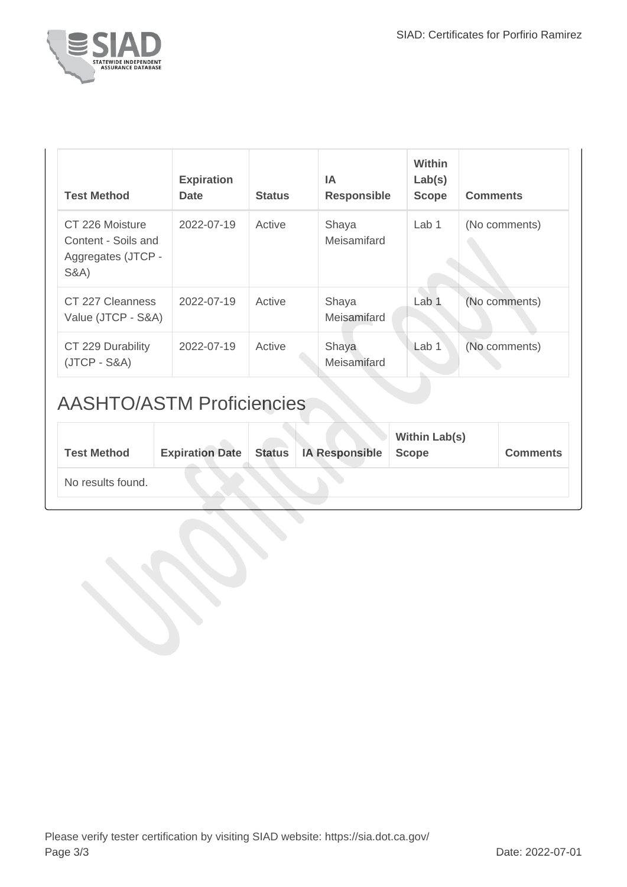| Test Method | Expiration Date | Status | IA Responsible | Within Lab(s) Scope | Comments |
| --- | --- | --- | --- | --- | --- |
| CT 226 Moisture Content - Soils and Aggregates (JTCP - S&A) | 2022-07-19 | Active | Shaya Meisamifard | Lab 1 | (No comments) |
| CT 227 Cleanness Value (JTCP - S&A) | 2022-07-19 | Active | Shaya Meisamifard | Lab 1 | (No comments) |
| CT 229 Durability (JTCP - S&A) | 2022-07-19 | Active | Shaya Meisamifard | Lab 1 | (No comments) |

## AASHTO/ASTM Proficiencies

| Test Method | Expiration Date | Status | IA Responsible | Within Lab(s) Scope | Comments |
| --- | --- | --- | --- | --- | --- |
| No results found. | | | | | |

Please verify tester certification by visiting SIAD website: https://sia.dot.ca.gov/

Date: 2022-07-01